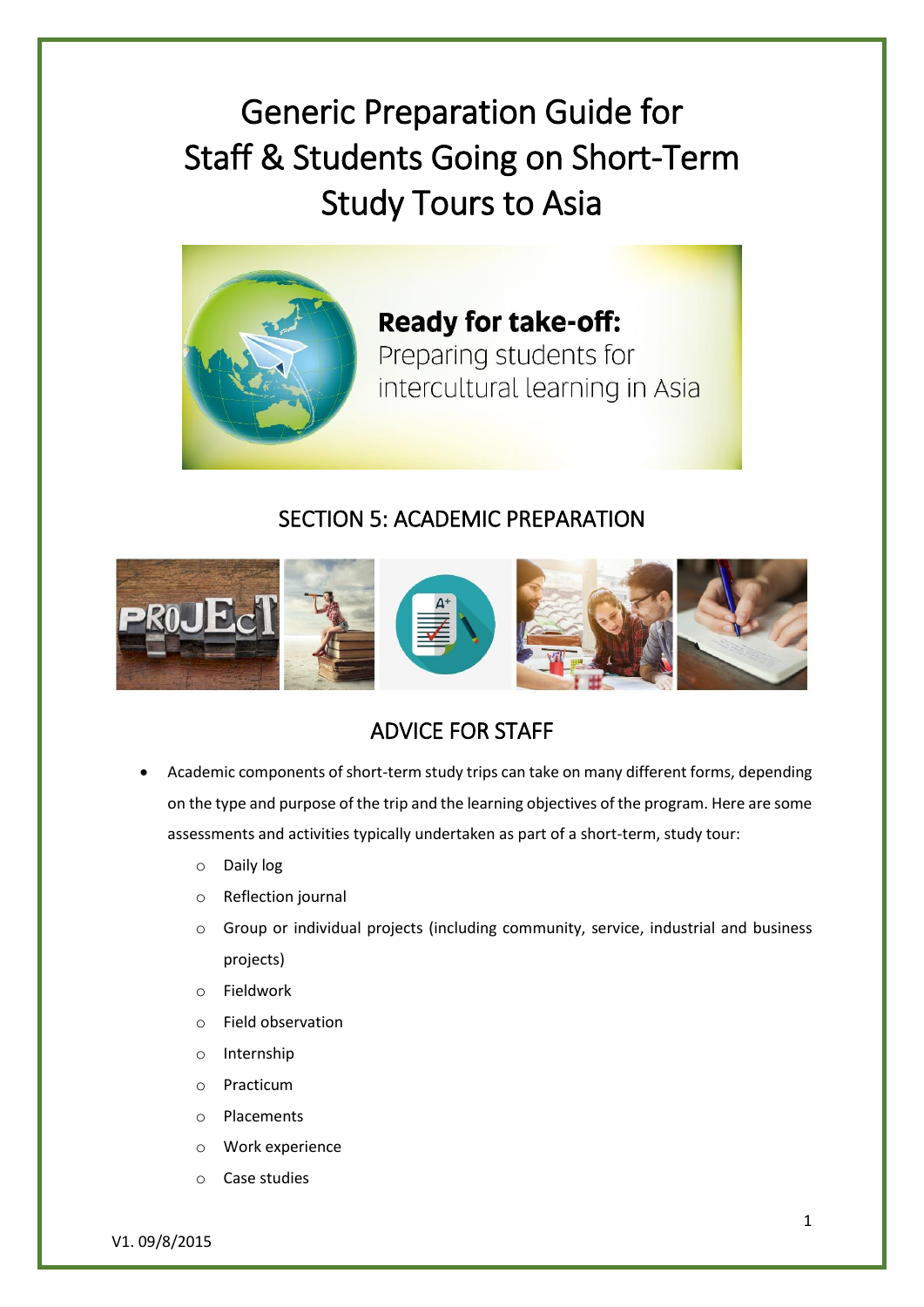# Generic Preparation Guide for Staff & Students Going on Short-Term Study Tours to Asia

**Ready for take-off:**
Preparing students for intercultural learning in Asia

## SECTION 5: ACADEMIC PREPARATION

## ADVICE FOR STAFF

- Academic components of short-term study trips can take on many different forms, depending on the type and purpose of the trip and the learning objectives of the program. Here are some assessments and activities typically undertaken as part of a short-term, study tour:
  - Daily log
  - Reflection journal
  - Group or individual projects (including community, service, industrial and business projects)
  - Fieldwork
  - Field observation
  - Internship
  - Practicum
  - Placements
  - Work experience
  - Case studies

V1. 09/8/2015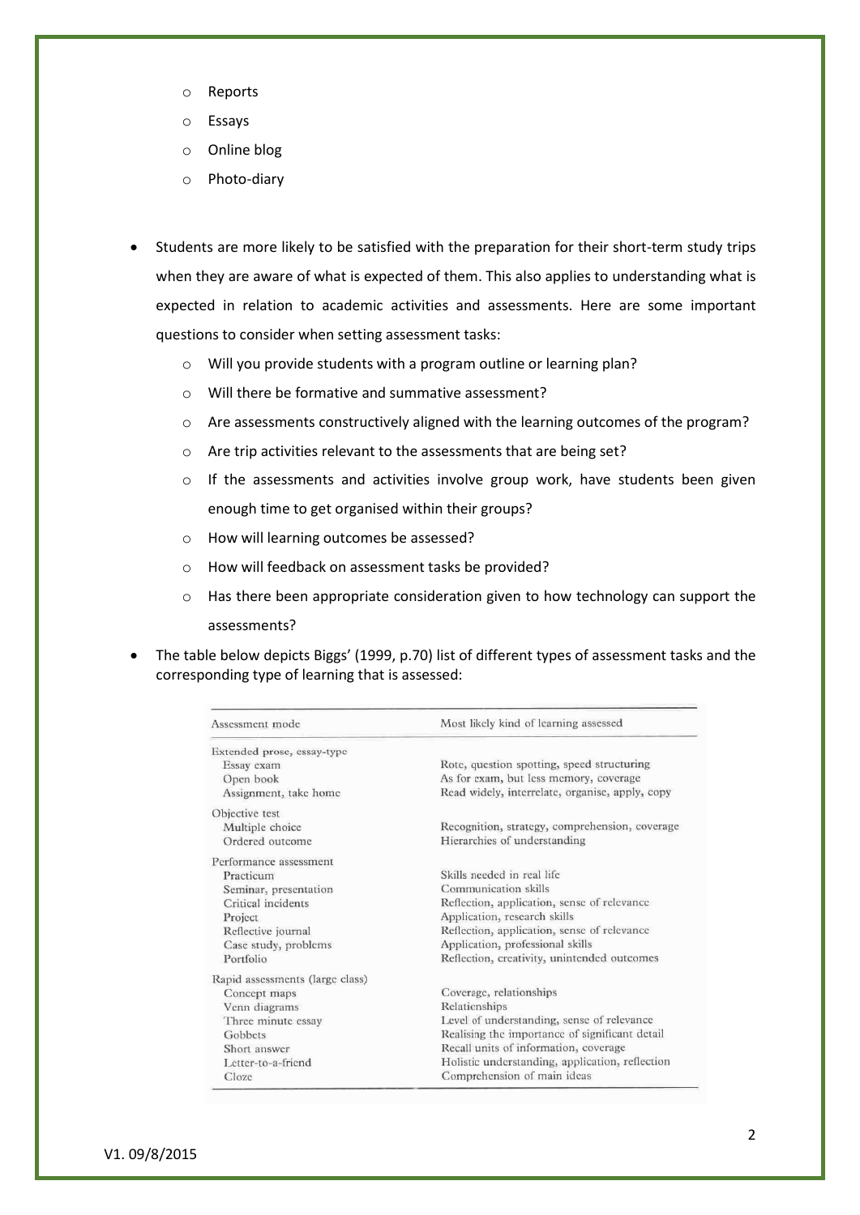- Reports
   - Essays
   - Online blog
   - Photo-diary

- Students are more likely to be satisfied with the preparation for their short-term study trips when they are aware of what is expected of them. This also applies to understanding what is expected in relation to academic activities and assessments. Here are some important questions to consider when setting assessment tasks:
   - Will you provide students with a program outline or learning plan?
   - Will there be formative and summative assessment?
   - Are assessments constructively aligned with the learning outcomes of the program?
   - Are trip activities relevant to the assessments that are being set?
   - If the assessments and activities involve group work, have students been given enough time to get organised within their groups?
   - How will learning outcomes be assessed?
   - How will feedback on assessment tasks be provided?
   - Has there been appropriate consideration given to how technology can support the assessments?
- The table below depicts Biggs' (1999, p.70) list of different types of assessment tasks and the corresponding type of learning that is assessed:

| Assessment mode | Most likely kind of learning assessed |
|---|---|
| **Extended prose, essay-type** | |
| Essay exam | Rote, question spotting, speed structuring |
| Open book | As for exam, but less memory, coverage |
| Assignment, take home | Read widely, interrelate, organise, apply, copy |
| **Objective test** | |
| Multiple choice | Recognition, strategy, comprehension, coverage |
| Ordered outcome | Hierarchies of understanding |
| **Performance assessment** | |
| Practicum | Skills needed in real life |
| Seminar, presentation | Communication skills |
| Critical incidents | Reflection, application, sense of relevance |
| Project | Application, research skills |
| Reflective journal | Reflection, application, sense of relevance |
| Case study, problems | Application, professional skills |
| Portfolio | Reflection, creativity, unintended outcomes |
| **Rapid assessments (large class)** | |
| Concept maps | Coverage, relationships |
| Venn diagrams | Relationships |
| Three minute essay | Level of understanding, sense of relevance |
| Gobbets | Realising the importance of significant detail |
| Short answer | Recall units of information, coverage |
| Letter-to-a-friend | Holistic understanding, application, reflection |
| Cloze | Comprehension of main ideas |

V1. 09/8/2015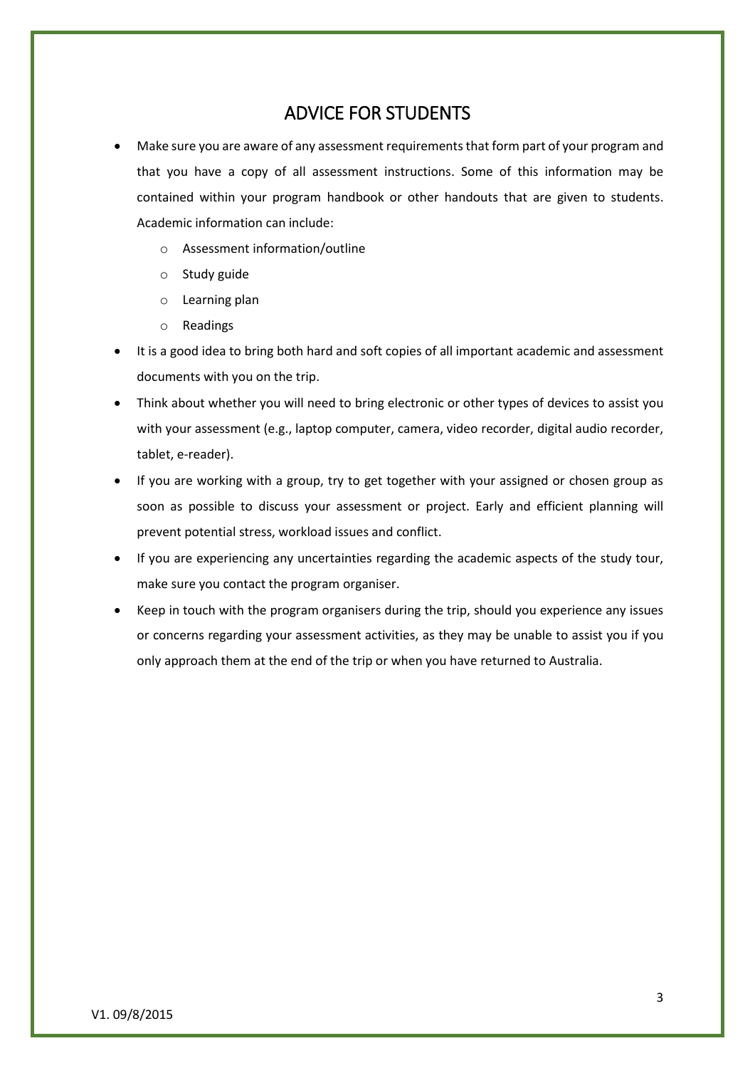# ADVICE FOR STUDENTS

- Make sure you are aware of any assessment requirements that form part of your program and that you have a copy of all assessment instructions. Some of this information may be contained within your program handbook or other handouts that are given to students. Academic information can include:
    - Assessment information/outline
    - Study guide
    - Learning plan
    - Readings
- It is a good idea to bring both hard and soft copies of all important academic and assessment documents with you on the trip.
- Think about whether you will need to bring electronic or other types of devices to assist you with your assessment (e.g., laptop computer, camera, video recorder, digital audio recorder, tablet, e-reader).
- If you are working with a group, try to get together with your assigned or chosen group as soon as possible to discuss your assessment or project. Early and efficient planning will prevent potential stress, workload issues and conflict.
- If you are experiencing any uncertainties regarding the academic aspects of the study tour, make sure you contact the program organiser.
- Keep in touch with the program organisers during the trip, should you experience any issues or concerns regarding your assessment activities, as they may be unable to assist you if you only approach them at the end of the trip or when you have returned to Australia.

V1. 09/8/2015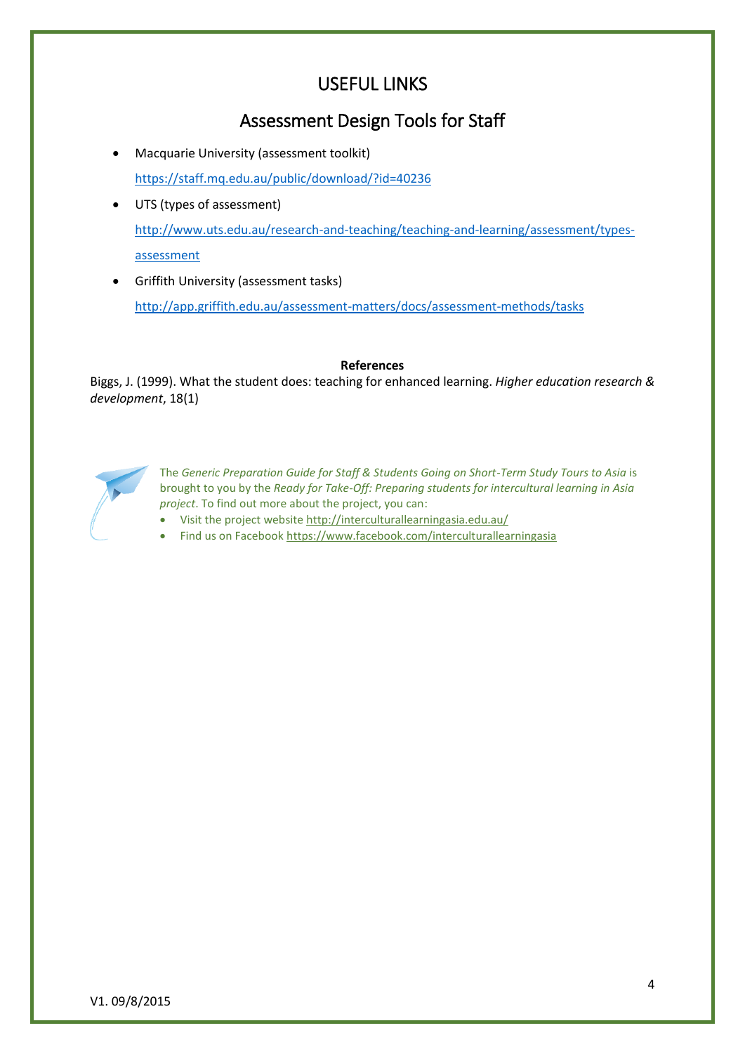# USEFUL LINKS

## Assessment Design Tools for Staff

- Macquarie University (assessment toolkit)

  https://staff.mq.edu.au/public/download/?id=40236

- UTS (types of assessment)

  http://www.uts.edu.au/research-and-teaching/teaching-and-learning/assessment/types-assessment

- Griffith University (assessment tasks)

  http://app.griffith.edu.au/assessment-matters/docs/assessment-methods/tasks

**References**

Biggs, J. (1999). What the student does: teaching for enhanced learning. *Higher education research & development*, 18(1)

The *Generic Preparation Guide for Staff & Students Going on Short-Term Study Tours to Asia* is brought to you by the *Ready for Take-Off: Preparing students for intercultural learning in Asia project*. To find out more about the project, you can:

- Visit the project website http://interculturallearningasia.edu.au/
- Find us on Facebook https://www.facebook.com/interculturallearningasia

V1. 09/8/2015